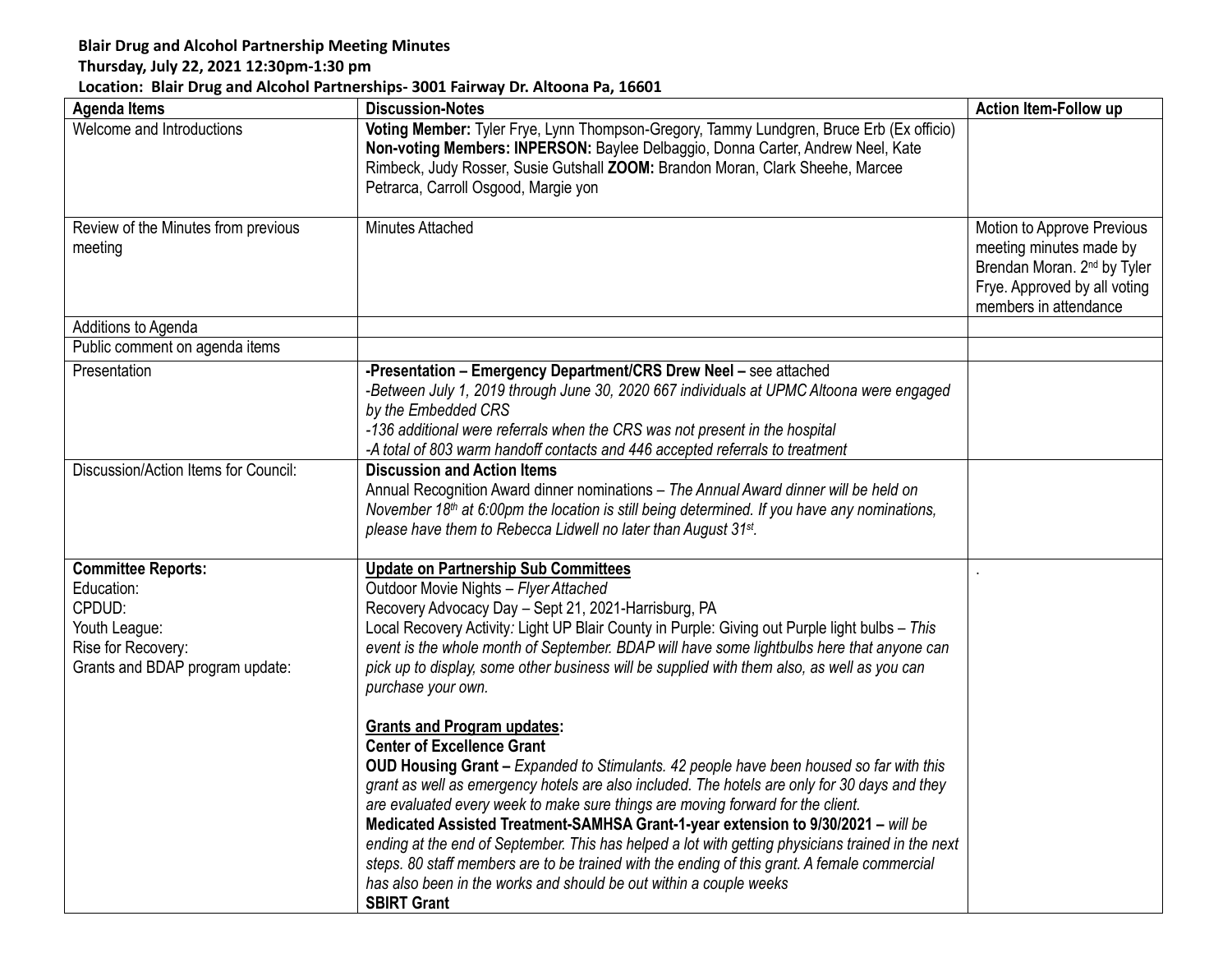**Blair Drug and Alcohol Partnership Meeting Minutes**

**Thursday, July 22, 2021 12:30pm-1:30 pm**

**Location: Blair Drug and Alcohol Partnerships- 3001 Fairway Dr. Altoona Pa, 16601**

| **Agenda Items** | **Discussion-Notes** | **Action Item-Follow up** |
|---|---|---|
| Welcome and Introductions | **Voting Member:** Tyler Frye, Lynn Thompson-Gregory, Tammy Lundgren, Bruce Erb (Ex officio) **Non-voting Members: INPERSON:** Baylee Delbaggio, Donna Carter, Andrew Neel, Kate Rimbeck, Judy Rosser, Susie Gutshall **ZOOM:** Brandon Moran, Clark Sheehe, Marcee Petrarca, Carroll Osgood, Margie yon | |
| Review of the Minutes from previous meeting | Minutes Attached | Motion to Approve Previous meeting minutes made by Brendan Moran. 2nd by Tyler Frye. Approved by all voting members in attendance |
| Additions to Agenda | | |
| Public comment on agenda items | | |
| Presentation | **-Presentation – Emergency Department/CRS Drew Neel –** see attached<br>*-Between July 1, 2019 through June 30, 2020 667 individuals at UPMC Altoona were engaged by the Embedded CRS*<br>*-136 additional were referrals when the CRS was not present in the hospital*<br>*-A total of 803 warm handoff contacts and 446 accepted referrals to treatment* | |
| Discussion/Action Items for Council: | **Discussion and Action Items**<br>Annual Recognition Award dinner nominations – *The Annual Award dinner will be held on November 18th at 6:00pm the location is still being determined. If you have any nominations, please have them to Rebecca Lidwell no later than August 31st.* | |
| **Committee Reports:**<br>Education:<br>CPDUD:<br>Youth League:<br>Rise for Recovery:<br>Grants and BDAP program update: | <u>**Update on Partnership Sub Committees**</u><br>Outdoor Movie Nights – *Flyer Attached*<br>Recovery Advocacy Day – Sept 21, 2021-Harrisburg, PA<br>Local Recovery Activity*:* Light UP Blair County in Purple: Giving out Purple light bulbs – *This event is the whole month of September. BDAP will have some lightbulbs here that anyone can pick up to display, some other business will be supplied with them also, as well as you can purchase your own.*<br><br><u>**Grants and Program updates:**</u><br>**Center of Excellence Grant**<br>**OUD Housing Grant –** *Expanded to Stimulants. 42 people have been housed so far with this grant as well as emergency hotels are also included. The hotels are only for 30 days and they are evaluated every week to make sure things are moving forward for the client.*<br>**Medicated Assisted Treatment-SAMHSA Grant-1-year extension to 9/30/2021 –** *will be ending at the end of September. This has helped a lot with getting physicians trained in the next steps. 80 staff members are to be trained with the ending of this grant. A female commercial has also been in the works and should be out within a couple weeks*<br>**SBIRT Grant** | . |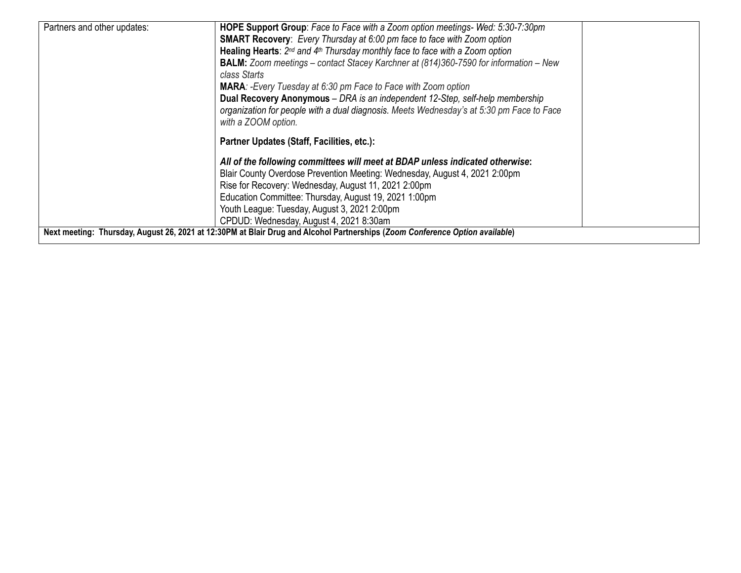| | | |
|---|---|---|
| Partners and other updates: | **HOPE Support Group**: *Face to Face with a Zoom option meetings- Wed: 5:30-7:30pm*<br>**SMART Recovery**: *Every Thursday at 6:00 pm face to face with Zoom option*<br>**Healing Hearts**: *2nd and 4th Thursday monthly face to face with a Zoom option*<br>**BALM:** *Zoom meetings – contact Stacey Karchner at (814)360-7590 for information – New class Starts*<br>**MARA**: *-Every Tuesday at 6:30 pm Face to Face with Zoom option*<br>**Dual Recovery Anonymous** – *DRA is an independent 12-Step, self-help membership organization for people with a dual diagnosis.* Meets Wednesday's at 5:30 pm Face to Face with a ZOOM option.<br><br>**Partner Updates (Staff, Facilities, etc.):**<br><br>***All of the following committees will meet at BDAP unless indicated otherwise*:**<br>Blair County Overdose Prevention Meeting: Wednesday, August 4, 2021 2:00pm<br>Rise for Recovery: Wednesday, August 11, 2021 2:00pm<br>Education Committee: Thursday, August 19, 2021 1:00pm<br>Youth League: Tuesday, August 3, 2021 2:00pm<br>CPDUD: Wednesday, August 4, 2021 8:30am | |
| **Next meeting: Thursday, August 26, 2021 at 12:30PM at Blair Drug and Alcohol Partnerships (*Zoom Conference Option available*)** | | |